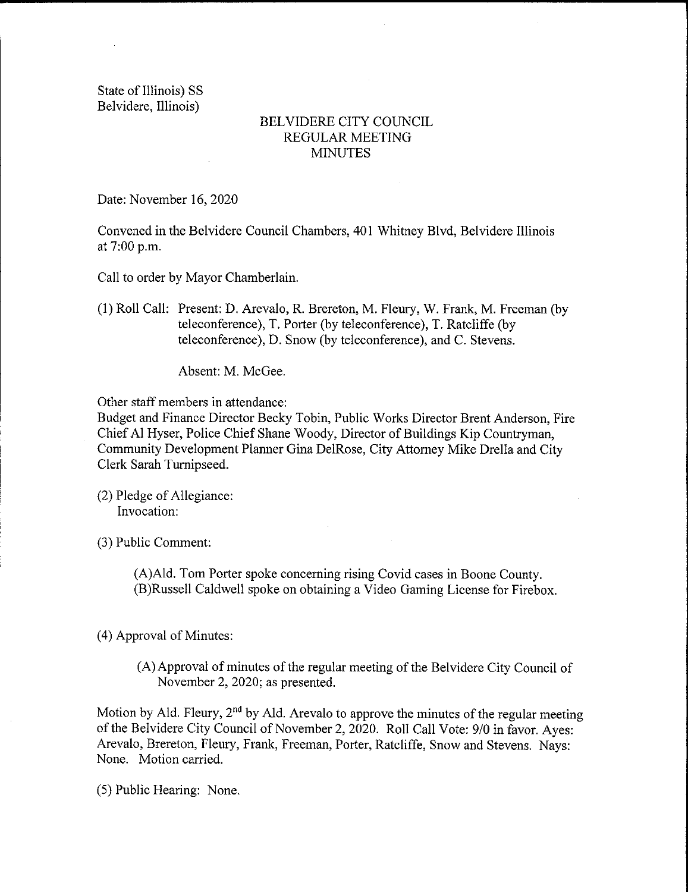State of Illinois) SS
Belvidere, Illinois)

# BELVIDERE CITY COUNCIL
## REGULAR MEETING
## MINUTES

Date: November 16, 2020

Convened in the Belvidere Council Chambers, 401 Whitney Blvd, Belvidere Illinois at 7:00 p.m.

Call to order by Mayor Chamberlain.

(1) Roll Call: Present: D. Arevalo, R. Brereton, M. Fleury, W. Frank, M. Freeman (by teleconference), T. Porter (by teleconference), T. Ratcliffe (by teleconference), D. Snow (by teleconference), and C. Stevens.

Absent: M. McGee.

Other staff members in attendance:
Budget and Finance Director Becky Tobin, Public Works Director Brent Anderson, Fire Chief Al Hyser, Police Chief Shane Woody, Director of Buildings Kip Countryman, Community Development Planner Gina DelRose, City Attorney Mike Drella and City Clerk Sarah Turnipseed.

(2) Pledge of Allegiance:
Invocation:

(3) Public Comment:

(A)Ald. Tom Porter spoke concerning rising Covid cases in Boone County.
(B)Russell Caldwell spoke on obtaining a Video Gaming License for Firebox.

(4) Approval of Minutes:

(A) Approval of minutes of the regular meeting of the Belvidere City Council of November 2, 2020; as presented.

Motion by Ald. Fleury, 2nd by Ald. Arevalo to approve the minutes of the regular meeting of the Belvidere City Council of November 2, 2020. Roll Call Vote: 9/0 in favor. Ayes: Arevalo, Brereton, Fleury, Frank, Freeman, Porter, Ratcliffe, Snow and Stevens. Nays: None. Motion carried.

(5) Public Hearing: None.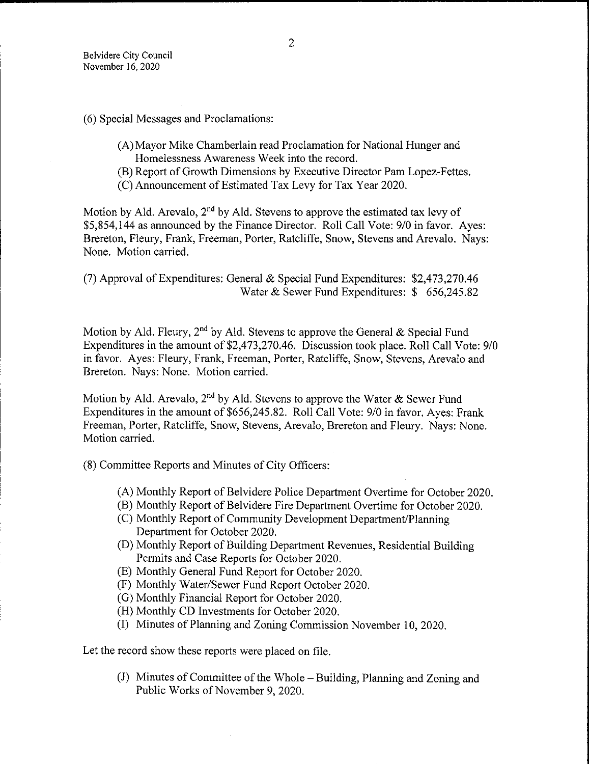(6) Special Messages and Proclamations:

(A) Mayor Mike Chamberlain read Proclamation for National Hunger and Homelessness Awareness Week into the record.
(B) Report of Growth Dimensions by Executive Director Pam Lopez-Fettes.
(C) Announcement of Estimated Tax Levy for Tax Year 2020.

Motion by Ald. Arevalo, 2nd by Ald. Stevens to approve the estimated tax levy of $5,854,144 as announced by the Finance Director. Roll Call Vote: 9/0 in favor. Ayes: Brereton, Fleury, Frank, Freeman, Porter, Ratcliffe, Snow, Stevens and Arevalo. Nays: None. Motion carried.

(7) Approval of Expenditures: General & Special Fund Expenditures: $2,473,270.46
Water & Sewer Fund Expenditures: $ 656,245.82

Motion by Ald. Fleury, 2nd by Ald. Stevens to approve the General & Special Fund Expenditures in the amount of $2,473,270.46. Discussion took place. Roll Call Vote: 9/0 in favor. Ayes: Fleury, Frank, Freeman, Porter, Ratcliffe, Snow, Stevens, Arevalo and Brereton. Nays: None. Motion carried.

Motion by Ald. Arevalo, 2nd by Ald. Stevens to approve the Water & Sewer Fund Expenditures in the amount of $656,245.82. Roll Call Vote: 9/0 in favor. Ayes: Frank Freeman, Porter, Ratcliffe, Snow, Stevens, Arevalo, Brereton and Fleury. Nays: None. Motion carried.

(8) Committee Reports and Minutes of City Officers:

(A) Monthly Report of Belvidere Police Department Overtime for October 2020.
(B) Monthly Report of Belvidere Fire Department Overtime for October 2020.
(C) Monthly Report of Community Development Department/Planning Department for October 2020.
(D) Monthly Report of Building Department Revenues, Residential Building Permits and Case Reports for October 2020.
(E) Monthly General Fund Report for October 2020.
(F) Monthly Water/Sewer Fund Report October 2020.
(G) Monthly Financial Report for October 2020.
(H) Monthly CD Investments for October 2020.
(I) Minutes of Planning and Zoning Commission November 10, 2020.

Let the record show these reports were placed on file.

(J) Minutes of Committee of the Whole – Building, Planning and Zoning and Public Works of November 9, 2020.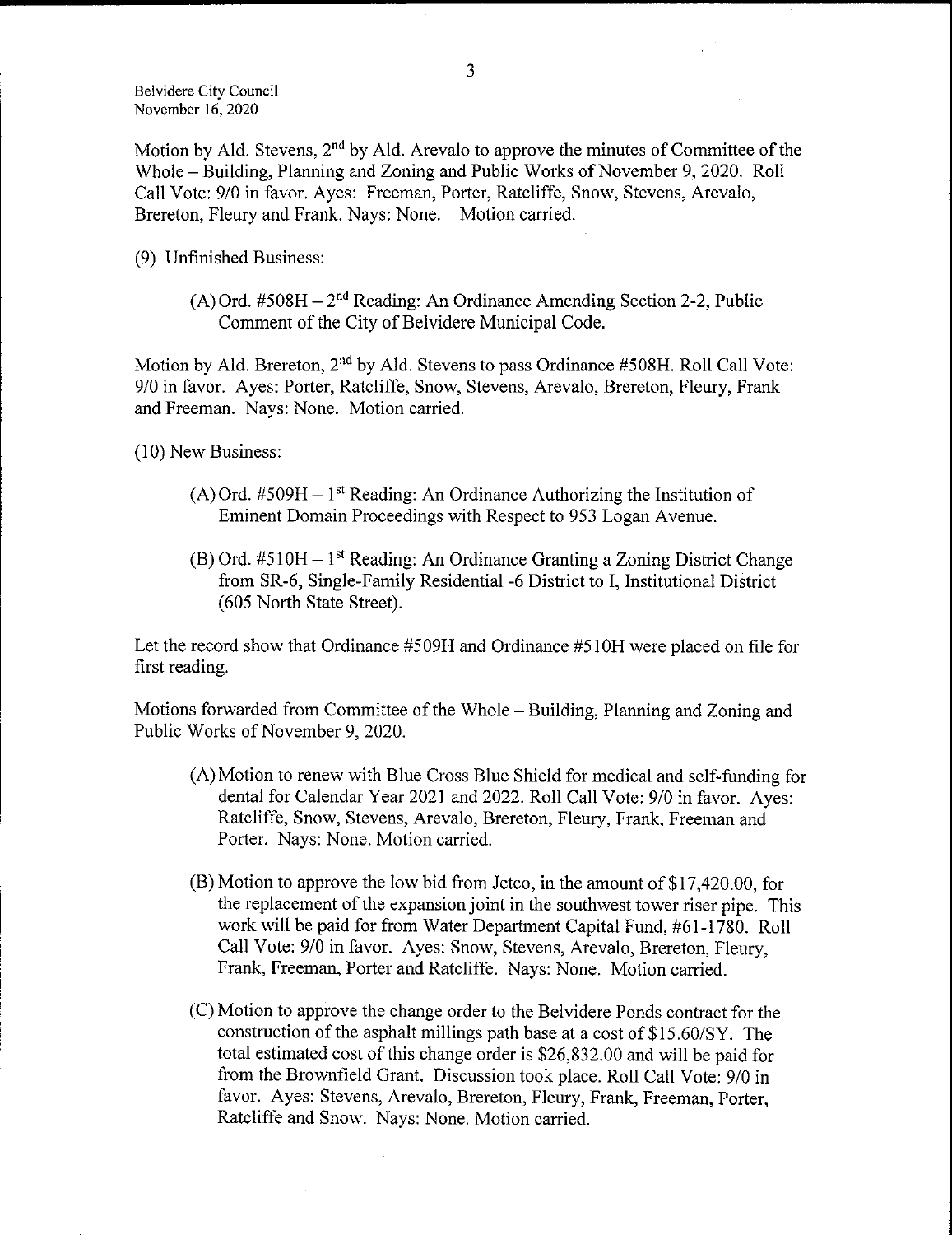Motion by Ald. Stevens, 2nd by Ald. Arevalo to approve the minutes of Committee of the Whole – Building, Planning and Zoning and Public Works of November 9, 2020. Roll Call Vote: 9/0 in favor. Ayes: Freeman, Porter, Ratcliffe, Snow, Stevens, Arevalo, Brereton, Fleury and Frank. Nays: None. Motion carried.

(9) Unfinished Business:

(A) Ord. #508H – 2nd Reading: An Ordinance Amending Section 2-2, Public Comment of the City of Belvidere Municipal Code.

Motion by Ald. Brereton, 2nd by Ald. Stevens to pass Ordinance #508H. Roll Call Vote: 9/0 in favor. Ayes: Porter, Ratcliffe, Snow, Stevens, Arevalo, Brereton, Fleury, Frank and Freeman. Nays: None. Motion carried.

(10) New Business:

(A) Ord. #509H – 1st Reading: An Ordinance Authorizing the Institution of Eminent Domain Proceedings with Respect to 953 Logan Avenue.

(B) Ord. #510H – 1st Reading: An Ordinance Granting a Zoning District Change from SR-6, Single-Family Residential -6 District to I, Institutional District (605 North State Street).

Let the record show that Ordinance #509H and Ordinance #510H were placed on file for first reading.

Motions forwarded from Committee of the Whole – Building, Planning and Zoning and Public Works of November 9, 2020.

(A) Motion to renew with Blue Cross Blue Shield for medical and self-funding for dental for Calendar Year 2021 and 2022. Roll Call Vote: 9/0 in favor. Ayes: Ratcliffe, Snow, Stevens, Arevalo, Brereton, Fleury, Frank, Freeman and Porter. Nays: None. Motion carried.

(B) Motion to approve the low bid from Jetco, in the amount of $17,420.00, for the replacement of the expansion joint in the southwest tower riser pipe. This work will be paid for from Water Department Capital Fund, #61-1780. Roll Call Vote: 9/0 in favor. Ayes: Snow, Stevens, Arevalo, Brereton, Fleury, Frank, Freeman, Porter and Ratcliffe. Nays: None. Motion carried.

(C) Motion to approve the change order to the Belvidere Ponds contract for the construction of the asphalt millings path base at a cost of $15.60/SY. The total estimated cost of this change order is $26,832.00 and will be paid for from the Brownfield Grant. Discussion took place. Roll Call Vote: 9/0 in favor. Ayes: Stevens, Arevalo, Brereton, Fleury, Frank, Freeman, Porter, Ratcliffe and Snow. Nays: None. Motion carried.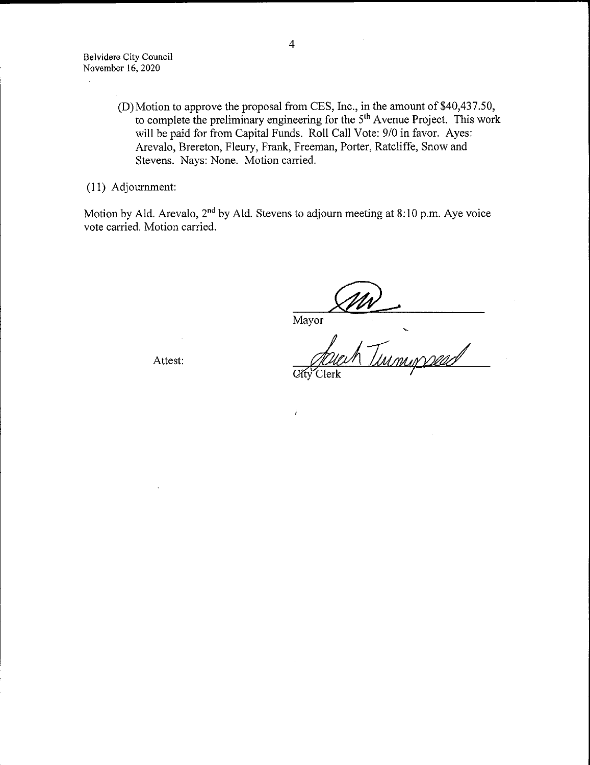(D) Motion to approve the proposal from CES, Inc., in the amount of $40,437.50, to complete the preliminary engineering for the 5th Avenue Project. This work will be paid for from Capital Funds. Roll Call Vote: 9/0 in favor. Ayes: Arevalo, Brereton, Fleury, Frank, Freeman, Porter, Ratcliffe, Snow and Stevens. Nays: None. Motion carried.

(11) Adjournment:

Motion by Ald. Arevalo, 2nd by Ald. Stevens to adjourn meeting at 8:10 p.m. Aye voice vote carried. Motion carried.

Mayor

Attest:

City Clerk